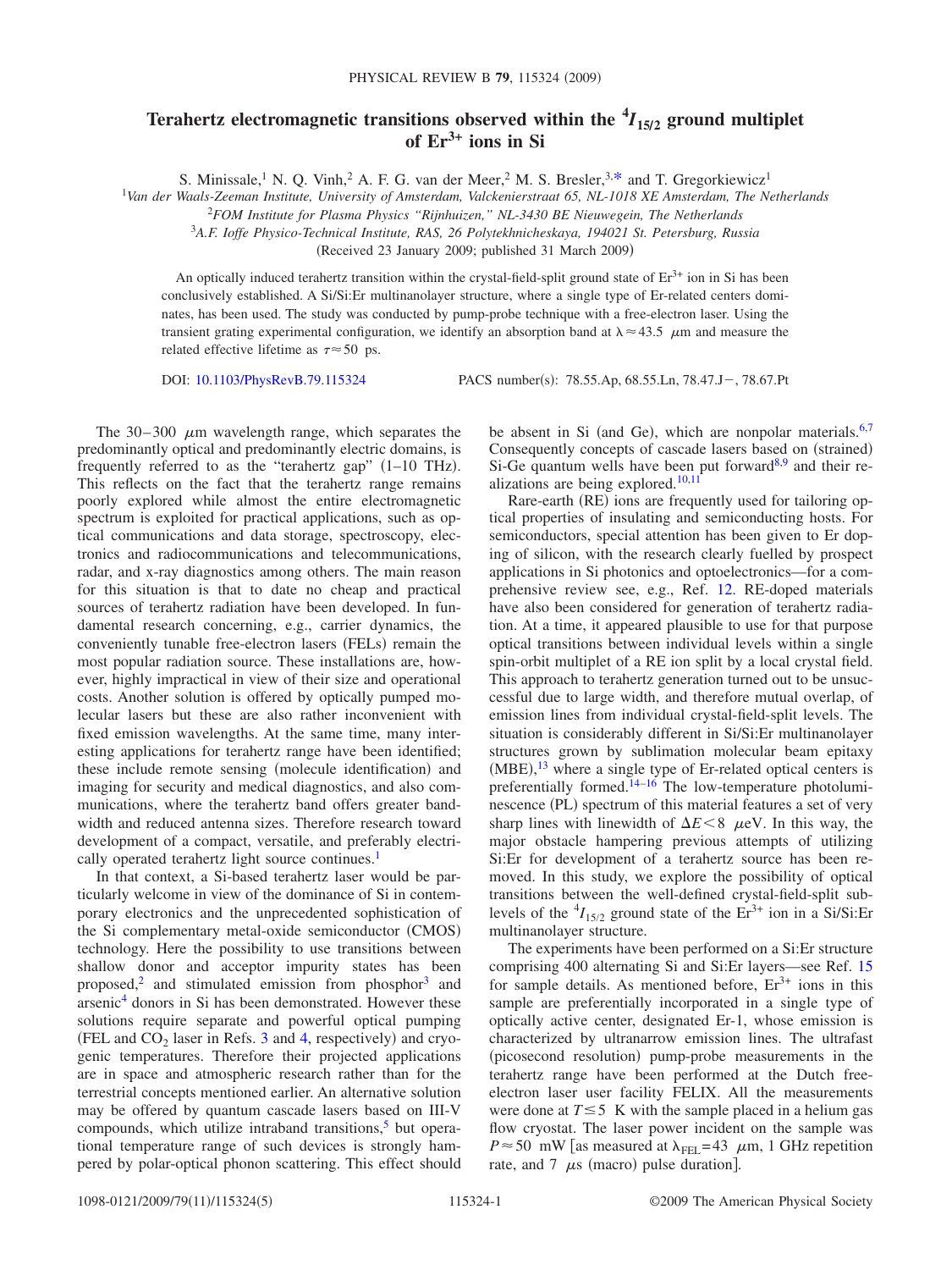# Terahertz electromagnetic transitions observed within the $^4I_{15/2}$ ground multiplet of $Er^{3+}$ ions in Si

S. Minissale,[1] N. Q. Vinh,[2] A. F. G. van der Meer,[2] M. S. Bresler,[3,*] and T. Gregorkiewicz[1]

[1]*Van der Waals-Zeeman Institute, University of Amsterdam, Valckenierstraat 65, NL-1018 XE Amsterdam, The Netherlands*

[2]*FOM Institute for Plasma Physics "Rijnhuizen," NL-3430 BE Nieuwegein, The Netherlands*

[3]*A.F. Ioffe Physico-Technical Institute, RAS, 26 Polytekhnicheskaya, 194021 St. Petersburg, Russia*

(Received 23 January 2009; published 31 March 2009)

An optically induced terahertz transition within the crystal-field-split ground state of $Er^{3+}$ ion in Si has been conclusively established. A Si/Si:Er multinanolayer structure, where a single type of Er-related centers dominates, has been used. The study was conducted by pump-probe technique with a free-electron laser. Using the transient grating experimental configuration, we identify an absorption band at $\lambda \approx 43.5$ μm and measure the related effective lifetime as $\tau \approx 50$ ps.

DOI: 10.1103/PhysRevB.79.115324 PACS number(s): 78.55.Ap, 68.55.Ln, 78.47.J−, 78.67.Pt

The 30–300 μm wavelength range, which separates the predominantly optical and predominantly electric domains, is frequently referred to as the "terahertz gap" (1–10 THz). This reflects on the fact that the terahertz range remains poorly explored while almost the entire electromagnetic spectrum is exploited for practical applications, such as optical communications and data storage, spectroscopy, electronics and radiocommunications and telecommunications, radar, and x-ray diagnostics among others. The main reason for this situation is that to date no cheap and practical sources of terahertz radiation have been developed. In fundamental research concerning, e.g., carrier dynamics, the conveniently tunable free-electron lasers (FELs) remain the most popular radiation source. These installations are, however, highly impractical in view of their size and operational costs. Another solution is offered by optically pumped molecular lasers but these are also rather inconvenient with fixed emission wavelengths. At the same time, many interesting applications for terahertz range have been identified; these include remote sensing (molecule identification) and imaging for security and medical diagnostics, and also communications, where the terahertz band offers greater bandwidth and reduced antenna sizes. Therefore research toward development of a compact, versatile, and preferably electrically operated terahertz light source continues.[1]

In that context, a Si-based terahertz laser would be particularly welcome in view of the dominance of Si in contemporary electronics and the unprecedented sophistication of the Si complementary metal-oxide semiconductor (CMOS) technology. Here the possibility to use transitions between shallow donor and acceptor impurity states has been proposed,[2] and stimulated emission from phosphor[3] and arsenic[4] donors in Si has been demonstrated. However these solutions require separate and powerful optical pumping (FEL and $CO_2$ laser in Refs. 3 and 4, respectively) and cryogenic temperatures. Therefore their projected applications are in space and atmospheric research rather than for the terrestrial concepts mentioned earlier. An alternative solution may be offered by quantum cascade lasers based on III-V compounds, which utilize intraband transitions,[5] but operational temperature range of such devices is strongly hampered by polar-optical phonon scattering. This effect should be absent in Si (and Ge), which are nonpolar materials.[6,7] Consequently concepts of cascade lasers based on (strained) Si-Ge quantum wells have been put forward[8,9] and their realizations are being explored.[10,11]

Rare-earth (RE) ions are frequently used for tailoring optical properties of insulating and semiconducting hosts. For semiconductors, special attention has been given to Er doping of silicon, with the research clearly fuelled by prospect applications in Si photonics and optoelectronics—for a comprehensive review see, e.g., Ref. 12. RE-doped materials have also been considered for generation of terahertz radiation. At a time, it appeared plausible to use for that purpose optical transitions between individual levels within a single spin-orbit multiplet of a RE ion split by a local crystal field. This approach to terahertz generation turned out to be unsuccessful due to large width, and therefore mutual overlap, of emission lines from individual crystal-field-split levels. The situation is considerably different in Si/Si:Er multinanolayer structures grown by sublimation molecular beam epitaxy (MBE),[13] where a single type of Er-related optical centers is preferentially formed.[14–16] The low-temperature photoluminescence (PL) spectrum of this material features a set of very sharp lines with linewidth of $\Delta E < 8$ μeV. In this way, the major obstacle hampering previous attempts of utilizing Si:Er for development of a terahertz source has been removed. In this study, we explore the possibility of optical transitions between the well-defined crystal-field-split sublevels of the $^4I_{15/2}$ ground state of the $Er^{3+}$ ion in a Si/Si:Er multinanolayer structure.

The experiments have been performed on a Si:Er structure comprising 400 alternating Si and Si:Er layers—see Ref. 15 for sample details. As mentioned before, $Er^{3+}$ ions in this sample are preferentially incorporated in a single type of optically active center, designated Er-1, whose emission is characterized by ultranarrow emission lines. The ultrafast (picosecond resolution) pump-probe measurements in the terahertz range have been performed at the Dutch free-electron laser user facility FELIX. All the measurements were done at $T \leq 5$ K with the sample placed in a helium gas flow cryostat. The laser power incident on the sample was $P \approx 50$ mW [as measured at $\lambda_{FEL} = 43$ μm, 1 GHz repetition rate, and 7 μs (macro) pulse duration].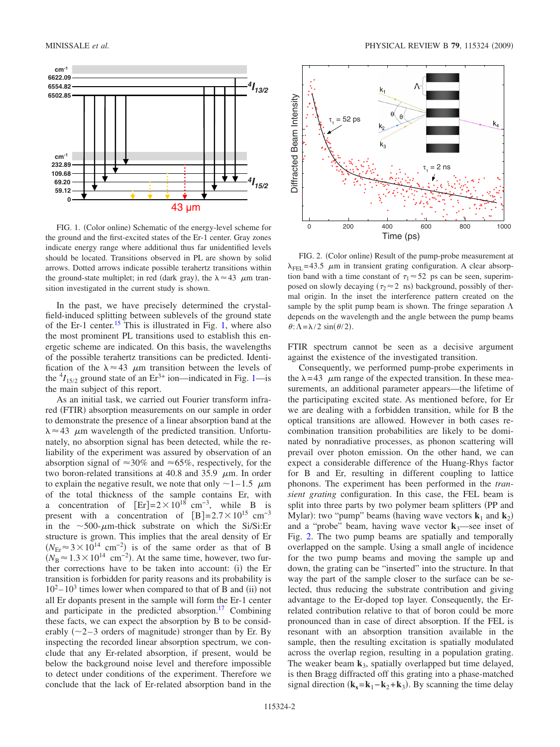FIG. 1. (Color online) Schematic of the energy-level scheme for the ground and the first-excited states of the Er-1 center. Gray zones indicate energy range where additional thus far unidentified levels should be located. Transitions observed in PL are shown by solid arrows. Dotted arrows indicate possible terahertz transitions within the ground-state multiplet; in red (dark gray), the $\lambda \approx 43$ $\mu$m transition investigated in the current study is shown.

In the past, we have precisely determined the crystal-field-induced splitting between sublevels of the ground state of the Er-1 center.[15] This is illustrated in Fig. 1, where also the most prominent PL transitions used to establish this energetic scheme are indicated. On this basis, the wavelengths of the possible terahertz transitions can be predicted. Identification of the $\lambda \approx 43$ $\mu$m transition between the levels of the $^4I_{15/2}$ ground state of an $Er^{3+}$ ion—indicated in Fig. 1—is the main subject of this report.

As an initial task, we carried out Fourier transform infrared (FTIR) absorption measurements on our sample in order to demonstrate the presence of a linear absorption band at the $\lambda \approx 43$ $\mu$m wavelength of the predicted transition. Unfortunately, no absorption signal has been detected, while the reliability of the experiment was assured by observation of an absorption signal of $\approx 30\%$ and $\approx 65\%$, respectively, for the two boron-related transitions at 40.8 and 35.9 $\mu$m. In order to explain the negative result, we note that only $\sim 1-1.5$ $\mu$m of the total thickness of the sample contains Er, with a concentration of $[\text{Er}]=2\times 10^{18}$ $\text{cm}^{-3}$, while B is present with a concentration of $[\text{B}]=2.7\times 10^{15}$ $\text{cm}^{-3}$ in the $\sim 500$-$\mu$m-thick substrate on which the Si/Si:Er structure is grown. This implies that the areal density of Er ($N_{\text{Er}} \approx 3\times 10^{14}$ $\text{cm}^{-2}$) is of the same order as that of B ($N_{\text{B}} \approx 1.3\times 10^{14}$ $\text{cm}^{-2}$). At the same time, however, two further corrections have to be taken into account: (i) the Er transition is forbidden for parity reasons and its probability is $10^2-10^3$ times lower when compared to that of B and (ii) not all Er dopants present in the sample will form the Er-1 center and participate in the predicted absorption.[17] Combining these facts, we can expect the absorption by B to be considerably ($\sim 2-3$ orders of magnitude) stronger than by Er. By inspecting the recorded linear absorption spectrum, we conclude that any Er-related absorption, if present, would be below the background noise level and therefore impossible to detect under conditions of the experiment. Therefore we conclude that the lack of Er-related absorption band in the FTIR spectrum cannot be seen as a decisive argument against the existence of the investigated transition.

FIG. 2. (Color online) Result of the pump-probe measurement at $\lambda_{\text{FEL}}=43.5$ $\mu$m in transient grating configuration. A clear absorption band with a time constant of $\tau_1 \approx 52$ ps can be seen, superimposed on slowly decaying ($\tau_2 \approx 2$ ns) background, possibly of thermal origin. In the inset the interference pattern created on the sample by the split pump beam is shown. The fringe separation $\Lambda$ depends on the wavelength and the angle between the pump beams $\theta$: $\Lambda = \lambda/2\sin(\theta/2)$.

Consequently, we performed pump-probe experiments in the $\lambda = 43$ $\mu$m range of the expected transition. In these measurements, an additional parameter appears—the lifetime of the participating excited state. As mentioned before, for Er we are dealing with a forbidden transition, while for B the optical transitions are allowed. However in both cases recombination transition probabilities are likely to be dominated by nonradiative processes, as phonon scattering will prevail over photon emission. On the other hand, we can expect a considerable difference of the Huang-Rhys factor for B and Er, resulting in different coupling to lattice phonons. The experiment has been performed in the *transient grating* configuration. In this case, the FEL beam is split into three parts by two polymer beam splitters (PP and Mylar): two "pump" beams (having wave vectors $\mathbf{k}_1$ and $\mathbf{k}_2$) and a "probe" beam, having wave vector $\mathbf{k}_3$—see inset of Fig. 2. The two pump beams are spatially and temporally overlapped on the sample. Using a small angle of incidence for the two pump beams and moving the sample up and down, the grating can be "inserted" into the structure. In that way the part of the sample closer to the surface can be selected, thus reducing the substrate contribution and giving advantage to the Er-doped top layer. Consequently, the Er-related contribution relative to that of boron could be more pronounced than in case of direct absorption. If the FEL is resonant with an absorption transition available in the sample, then the resulting excitation is spatially modulated across the overlap region, resulting in a population grating. The weaker beam $\mathbf{k}_3$, spatially overlapped but time delayed, is then Bragg diffracted off this grating into a phase-matched signal direction ($\mathbf{k}_s = \mathbf{k}_1 - \mathbf{k}_2 + \mathbf{k}_3$). By scanning the time delay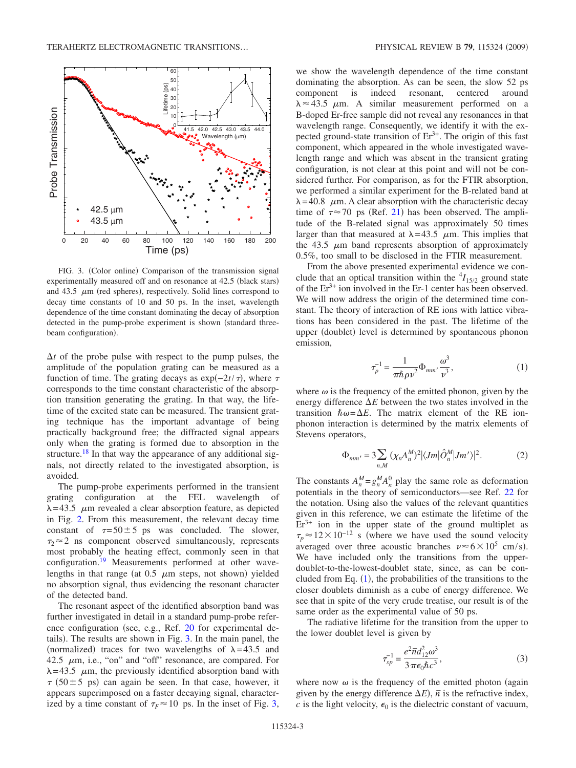FIG. 3. (Color online) Comparison of the transmission signal experimentally measured off and on resonance at 42.5 (black stars) and 43.5 μm (red spheres), respectively. Solid lines correspond to decay time constants of 10 and 50 ps. In the inset, wavelength dependence of the time constant dominating the decay of absorption detected in the pump-probe experiment is shown (standard three-beam configuration).

$\Delta t$ of the probe pulse with respect to the pump pulses, the amplitude of the population grating can be measured as a function of time. The grating decays as $\exp(-2t/\tau)$, where $\tau$ corresponds to the time constant characteristic of the absorption transition generating the grating. In that way, the lifetime of the excited state can be measured. The transient grating technique has the important advantage of being practically background free; the diffracted signal appears only when the grating is formed due to absorption in the structure.[18] In that way the appearance of any additional signals, not directly related to the investigated absorption, is avoided.

The pump-probe experiments performed in the transient grating configuration at the FEL wavelength of $\lambda = 43.5$ μm revealed a clear absorption feature, as depicted in Fig. 2. From this measurement, the relevant decay time constant of $\tau = 50 \pm 5$ ps was concluded. The slower, $\tau_2 \approx 2$ ns component observed simultaneously, represents most probably the heating effect, commonly seen in that configuration.[19] Measurements performed at other wavelengths in that range (at 0.5 μm steps, not shown) yielded no absorption signal, thus evidencing the resonant character of the detected band.

The resonant aspect of the identified absorption band was further investigated in detail in a standard pump-probe reference configuration (see, e.g., Ref. 20 for experimental details). The results are shown in Fig. 3. In the main panel, the (normalized) traces for two wavelengths of $\lambda = 43.5$ and 42.5 μm, i.e., "on" and "off" resonance, are compared. For $\lambda = 43.5$ μm, the previously identified absorption band with $\tau$ (50 ± 5 ps) can again be seen. In that case, however, it appears superimposed on a faster decaying signal, characterized by a time constant of $\tau_F \approx 10$ ps. In the inset of Fig. 3, we show the wavelength dependence of the time constant dominating the absorption. As can be seen, the slow 52 ps component is indeed resonant, centered around $\lambda \approx 43.5$ μm. A similar measurement performed on a B-doped Er-free sample did not reveal any resonances in that wavelength range. Consequently, we identify it with the expected ground-state transition of $Er^{3+}$. The origin of this fast component, which appeared in the whole investigated wavelength range and which was absent in the transient grating configuration, is not clear at this point and will not be considered further. For comparison, as for the FTIR absorption, we performed a similar experiment for the B-related band at $\lambda = 40.8$ μm. A clear absorption with the characteristic decay time of $\tau \approx 70$ ps (Ref. 21) has been observed. The amplitude of the B-related signal was approximately 50 times larger than that measured at $\lambda = 43.5$ μm. This implies that the 43.5 μm band represents absorption of approximately 0.5%, too small to be disclosed in the FTIR measurement.

From the above presented experimental evidence we conclude that an optical transition within the $^4I_{15/2}$ ground state of the $Er^{3+}$ ion involved in the Er-1 center has been observed. We will now address the origin of the determined time constant. The theory of interaction of RE ions with lattice vibrations has been considered in the past. The lifetime of the upper (doublet) level is determined by spontaneous phonon emission,

$$\tau_p^{-1} = \frac{1}{\pi \hbar \rho v^2} \Phi_{mm'} \frac{\omega^3}{v^3}, \tag{1}$$

where $\omega$ is the frequency of the emitted phonon, given by the energy difference $\Delta E$ between the two states involved in the transition $\hbar\omega = \Delta E$. The matrix element of the RE ion-phonon interaction is determined by the matrix elements of Stevens operators,

$$\Phi_{mm'} = 3 \sum_{n,M} (\chi_n A_n^M)^2 |\langle Jm | \hat{O}_n^M | Jm' \rangle|^2. \tag{2}$$

The constants $A_n^M = g_n^M A_n^0$ play the same role as deformation potentials in the theory of semiconductors—see Ref. 22 for the notation. Using also the values of the relevant quantities given in this reference, we can estimate the lifetime of the $Er^{3+}$ ion in the upper state of the ground multiplet as $\tau_p \approx 12 \times 10^{-12}$ s (where we have used the sound velocity averaged over three acoustic branches $v \approx 6 \times 10^5$ cm/s). We have included only the transitions from the upper-doublet-to-the-lowest-doublet state, since, as can be concluded from Eq. (1), the probabilities of the transitions to the closer doublets diminish as a cube of energy difference. We see that in spite of the very crude treatise, our result is of the same order as the experimental value of 50 ps.

The radiative lifetime for the transition from the upper to the lower doublet level is given by

$$\tau_{sp}^{-1} = \frac{e^2 \bar{n} d_{12}^2 \omega^3}{3\pi \epsilon_0 \hbar c^3}, \tag{3}$$

where now $\omega$ is the frequency of the emitted photon (again given by the energy difference $\Delta E$), $\bar{n}$ is the refractive index, $c$ is the light velocity, $\epsilon_0$ is the dielectric constant of vacuum,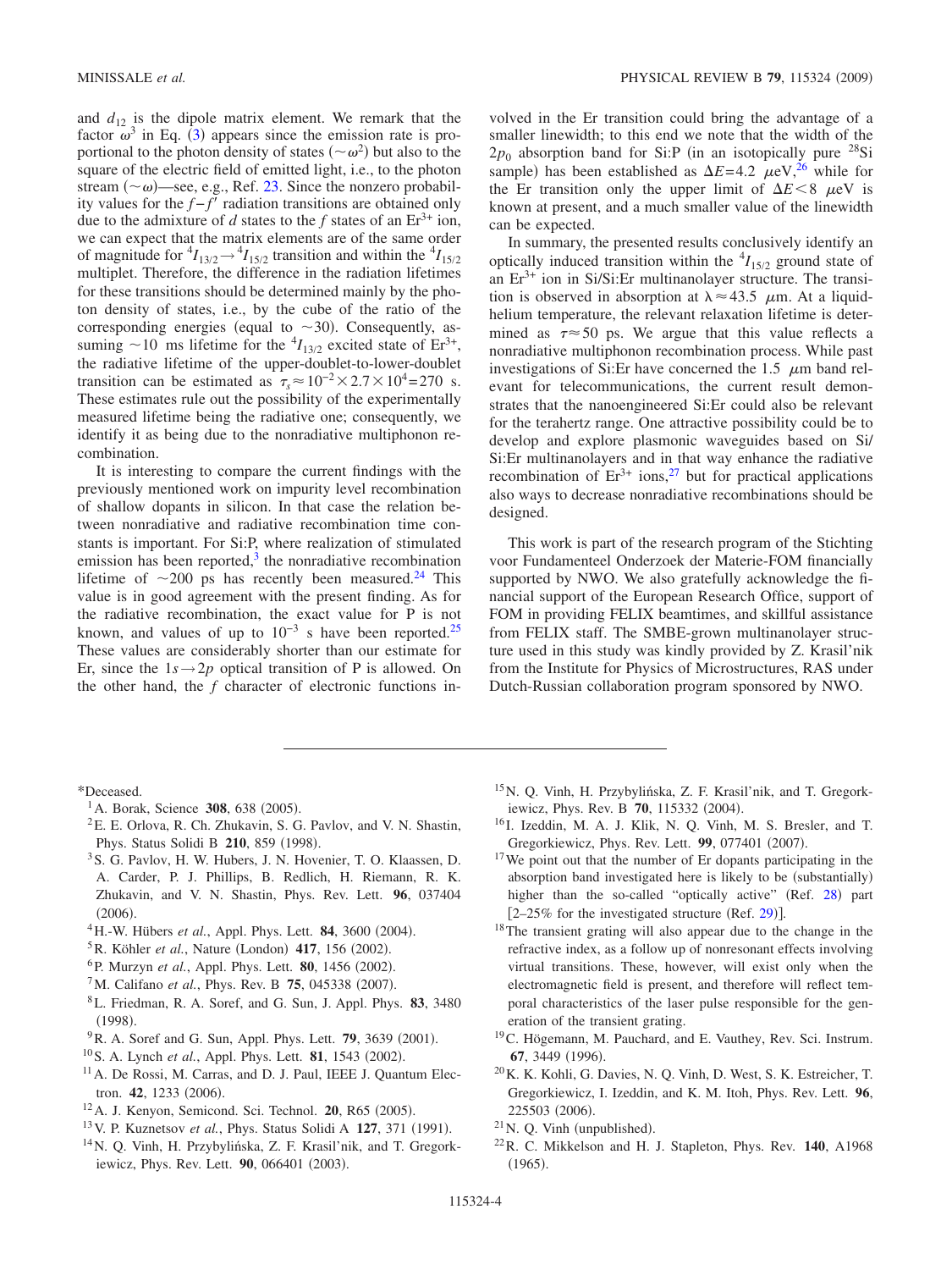and $d_{12}$ is the dipole matrix element. We remark that the factor $\omega^3$ in Eq. (3) appears since the emission rate is proportional to the photon density of states ($\sim\omega^2$) but also to the square of the electric field of emitted light, i.e., to the photon stream ($\sim\omega$)—see, e.g., Ref. 23. Since the nonzero probability values for the $f-f'$ radiation transitions are obtained only due to the admixture of $d$ states to the $f$ states of an $Er^{3+}$ ion, we can expect that the matrix elements are of the same order of magnitude for $^4I_{13/2}\rightarrow{}^4I_{15/2}$ transition and within the $^4I_{15/2}$ multiplet. Therefore, the difference in the radiation lifetimes for these transitions should be determined mainly by the photon density of states, i.e., by the cube of the ratio of the corresponding energies (equal to $\sim 30$). Consequently, assuming $\sim 10$ ms lifetime for the $^4I_{13/2}$ excited state of $Er^{3+}$, the radiative lifetime of the upper-doublet-to-lower-doublet transition can be estimated as $\tau_s \approx 10^{-2}\times 2.7\times 10^4 = 270$ s. These estimates rule out the possibility of the experimentally measured lifetime being the radiative one; consequently, we identify it as being due to the nonradiative multiphonon recombination.

It is interesting to compare the current findings with the previously mentioned work on impurity level recombination of shallow dopants in silicon. In that case the relation between nonradiative and radiative recombination time constants is important. For Si:P, where realization of stimulated emission has been reported,[3] the nonradiative recombination lifetime of $\sim 200$ ps has recently been measured.[24] This value is in good agreement with the present finding. As for the radiative recombination, the exact value for P is not known, and values of up to $10^{-3}$ s have been reported.[25] These values are considerably shorter than our estimate for Er, since the $1s\rightarrow 2p$ optical transition of P is allowed. On the other hand, the $f$ character of electronic functions involved in the Er transition could bring the advantage of a smaller linewidth; to this end we note that the width of the $2p_0$ absorption band for Si:P (in an isotopically pure $^{28}$Si sample) has been established as $\Delta E = 4.2$ $\mu$eV,[26] while for the Er transition only the upper limit of $\Delta E < 8$ $\mu$eV is known at present, and a much smaller value of the linewidth can be expected.

In summary, the presented results conclusively identify an optically induced transition within the $^4I_{15/2}$ ground state of an $Er^{3+}$ ion in Si/Si:Er multinanolayer structure. The transition is observed in absorption at $\lambda \approx 43.5$ $\mu$m. At a liquid-helium temperature, the relevant relaxation lifetime is determined as $\tau \approx 50$ ps. We argue that this value reflects a nonradiative multiphonon recombination process. While past investigations of Si:Er have concerned the 1.5 $\mu$m band relevant for telecommunications, the current result demonstrates that the nanoengineered Si:Er could also be relevant for the terahertz range. One attractive possibility could be to develop and explore plasmonic waveguides based on Si/Si:Er multinanolayers and in that way enhance the radiative recombination of $Er^{3+}$ ions,[27] but for practical applications also ways to decrease nonradiative recombinations should be designed.

This work is part of the research program of the Stichting voor Fundamenteel Onderzoek der Materie-FOM financially supported by NWO. We also gratefully acknowledge the financial support of the European Research Office, support of FOM in providing FELIX beamtimes, and skillful assistance from FELIX staff. The SMBE-grown multinanolayer structure used in this study was kindly provided by Z. Krasil'nik from the Institute for Physics of Microstructures, RAS under Dutch-Russian collaboration program sponsored by NWO.

---

*Deceased.

[1] A. Borak, Science **308**, 638 (2005).

[2] E. E. Orlova, R. Ch. Zhukavin, S. G. Pavlov, and V. N. Shastin, Phys. Status Solidi B **210**, 859 (1998).

[3] S. G. Pavlov, H. W. Hubers, J. N. Hovenier, T. O. Klaassen, D. A. Carder, P. J. Phillips, B. Redlich, H. Riemann, R. K. Zhukavin, and V. N. Shastin, Phys. Rev. Lett. **96**, 037404 (2006).

[4] H.-W. Hübers *et al.*, Appl. Phys. Lett. **84**, 3600 (2004).

[5] R. Köhler *et al.*, Nature (London) **417**, 156 (2002).

[6] P. Murzyn *et al.*, Appl. Phys. Lett. **80**, 1456 (2002).

[7] M. Califano *et al.*, Phys. Rev. B **75**, 045338 (2007).

[8] L. Friedman, R. A. Soref, and G. Sun, J. Appl. Phys. **83**, 3480 (1998).

[9] R. A. Soref and G. Sun, Appl. Phys. Lett. **79**, 3639 (2001).

[10] S. A. Lynch *et al.*, Appl. Phys. Lett. **81**, 1543 (2002).

[11] A. De Rossi, M. Carras, and D. J. Paul, IEEE J. Quantum Electron. **42**, 1233 (2006).

[12] A. J. Kenyon, Semicond. Sci. Technol. **20**, R65 (2005).

[13] V. P. Kuznetsov *et al.*, Phys. Status Solidi A **127**, 371 (1991).

[14] N. Q. Vinh, H. Przybylińska, Z. F. Krasil'nik, and T. Gregorkiewicz, Phys. Rev. Lett. **90**, 066401 (2003).

[15] N. Q. Vinh, H. Przybylińska, Z. F. Krasil'nik, and T. Gregorkiewicz, Phys. Rev. B **70**, 115332 (2004).

[16] I. Izeddin, M. A. J. Klik, N. Q. Vinh, M. S. Bresler, and T. Gregorkiewicz, Phys. Rev. Lett. **99**, 077401 (2007).

[17] We point out that the number of Er dopants participating in the absorption band investigated here is likely to be (substantially) higher than the so-called "optically active" (Ref. 28) part [2–25% for the investigated structure (Ref. 29)].

[18] The transient grating will also appear due to the change in the refractive index, as a follow up of nonresonant effects involving virtual transitions. These, however, will exist only when the electromagnetic field is present, and therefore will reflect temporal characteristics of the laser pulse responsible for the generation of the transient grating.

[19] C. Högemann, M. Pauchard, and E. Vauthey, Rev. Sci. Instrum. **67**, 3449 (1996).

[20] K. K. Kohli, G. Davies, N. Q. Vinh, D. West, S. K. Estreicher, T. Gregorkiewicz, I. Izeddin, and K. M. Itoh, Phys. Rev. Lett. **96**, 225503 (2006).

[21] N. Q. Vinh (unpublished).

[22] R. C. Mikkelson and H. J. Stapleton, Phys. Rev. **140**, A1968 (1965).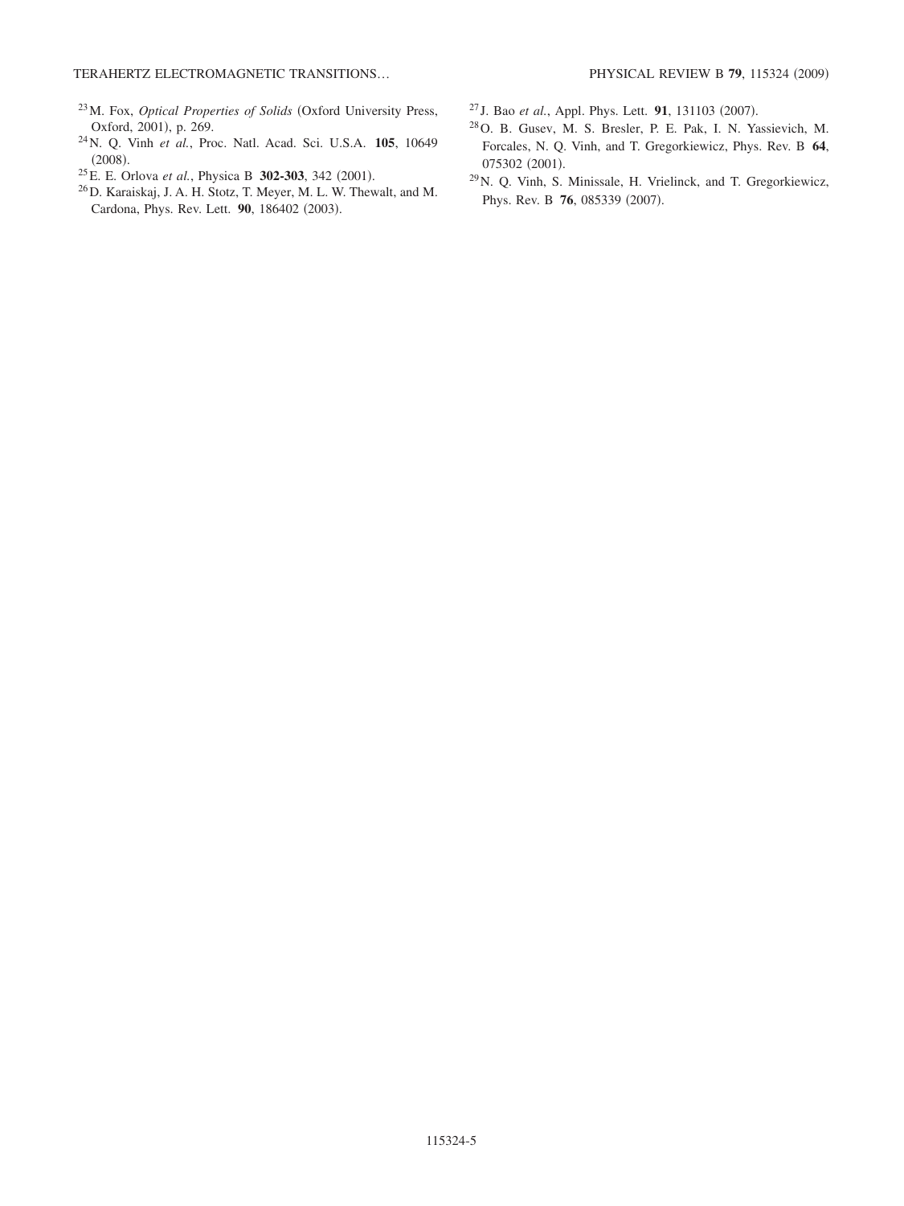[23] M. Fox, *Optical Properties of Solids* (Oxford University Press, Oxford, 2001), p. 269.

[24] N. Q. Vinh *et al.*, Proc. Natl. Acad. Sci. U.S.A. **105**, 10649 (2008).

[25] E. E. Orlova *et al.*, Physica B **302-303**, 342 (2001).

[26] D. Karaiskaj, J. A. H. Stotz, T. Meyer, M. L. W. Thewalt, and M. Cardona, Phys. Rev. Lett. **90**, 186402 (2003).

[27] J. Bao *et al.*, Appl. Phys. Lett. **91**, 131103 (2007).

[28] O. B. Gusev, M. S. Bresler, P. E. Pak, I. N. Yassievich, M. Forcales, N. Q. Vinh, and T. Gregorkiewicz, Phys. Rev. B **64**, 075302 (2001).

[29] N. Q. Vinh, S. Minissale, H. Vrielinck, and T. Gregorkiewicz, Phys. Rev. B **76**, 085339 (2007).